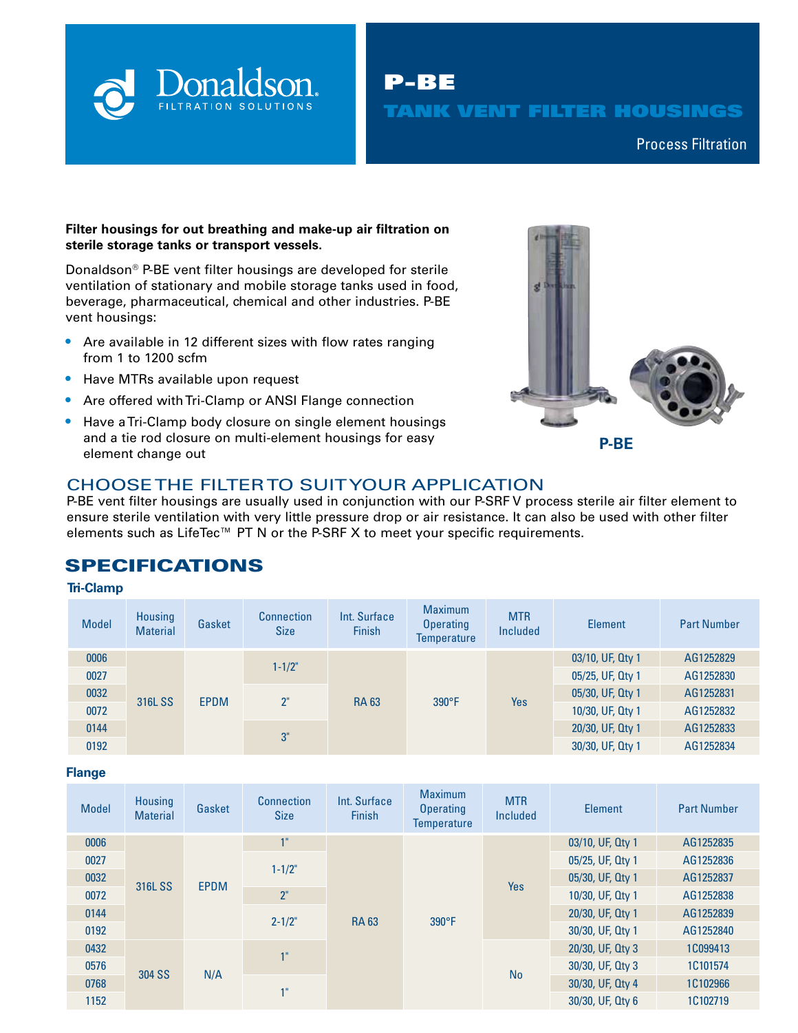Donaldson. FILTRATION SOLUTIONS

# P-BE

## TANK VENT FILTER HOUSINGS

Process Filtration

**Filter housings for out breathing and make-up air filtration on sterile storage tanks or transport vessels.**

Donaldson® P-BE vent filter housings are developed for sterile ventilation of stationary and mobile storage tanks used in food, beverage, pharmaceutical, chemical and other industries. P-BE vent housings:

- Are available in 12 different sizes with flow rates ranging from 1 to 1200 scfm
- Have MTRs available upon request
- Are offered with Tri-Clamp or ANSI Flange connection
- Have a Tri-Clamp body closure on single element housings and a tie rod closure on multi-element housings for easy element change out

P-BE

## CHOOSE THE FILTER TO SUIT YOUR APPLICATION

P-BE vent filter housings are usually used in conjunction with our P-SRF V process sterile air filter element to ensure sterile ventilation with very little pressure drop or air resistance. It can also be used with other filter elements such as LifeTec™ PT N or the P-SRF X to meet your specific requirements.

## SPECIFICATIONS

### Tri-Clamp

| Model | Housing Material | Gasket | Connection Size | Int. Surface Finish | Maximum Operating Temperature | MTR Included | Element | Part Number |
|---|---|---|---|---|---|---|---|---|
| 0006 | 316L SS | EPDM | 1-1/2" | RA 63 | 390°F | Yes | 03/10, UF, Qty 1 | AG1252829 |
| 0027 | 316L SS | EPDM | 1-1/2" | RA 63 | 390°F | Yes | 05/25, UF, Qty 1 | AG1252830 |
| 0032 | 316L SS | EPDM | 2" | RA 63 | 390°F | Yes | 05/30, UF, Qty 1 | AG1252831 |
| 0072 | 316L SS | EPDM | 2" | RA 63 | 390°F | Yes | 10/30, UF, Qty 1 | AG1252832 |
| 0144 | 316L SS | EPDM | 3" | RA 63 | 390°F | Yes | 20/30, UF, Qty 1 | AG1252833 |
| 0192 | 316L SS | EPDM | 3" | RA 63 | 390°F | Yes | 30/30, UF, Qty 1 | AG1252834 |

### Flange

| Model | Housing Material | Gasket | Connection Size | Int. Surface Finish | Maximum Operating Temperature | MTR Included | Element | Part Number |
|---|---|---|---|---|---|---|---|---|
| 0006 | 316L SS | EPDM | 1" | RA 63 | 390°F | Yes | 03/10, UF, Qty 1 | AG1252835 |
| 0027 | 316L SS | EPDM | 1-1/2" | RA 63 | 390°F | Yes | 05/25, UF, Qty 1 | AG1252836 |
| 0032 | 316L SS | EPDM | 1-1/2" | RA 63 | 390°F | Yes | 05/30, UF, Qty 1 | AG1252837 |
| 0072 | 316L SS | EPDM | 2" | RA 63 | 390°F | Yes | 10/30, UF, Qty 1 | AG1252838 |
| 0144 | 316L SS | EPDM | 2-1/2" | RA 63 | 390°F | Yes | 20/30, UF, Qty 1 | AG1252839 |
| 0192 | 316L SS | EPDM | 2-1/2" | RA 63 | 390°F | Yes | 30/30, UF, Qty 1 | AG1252840 |
| 0432 | 304 SS | N/A | 1" | RA 63 | 390°F | No | 20/30, UF, Qty 3 | 1C099413 |
| 0576 | 304 SS | N/A | 1" | RA 63 | 390°F | No | 30/30, UF, Qty 3 | 1C101574 |
| 0768 | 304 SS | N/A | 1" | RA 63 | 390°F | No | 30/30, UF, Qty 4 | 1C102966 |
| 1152 | 304 SS | N/A | 1" | RA 63 | 390°F | No | 30/30, UF, Qty 6 | 1C102719 |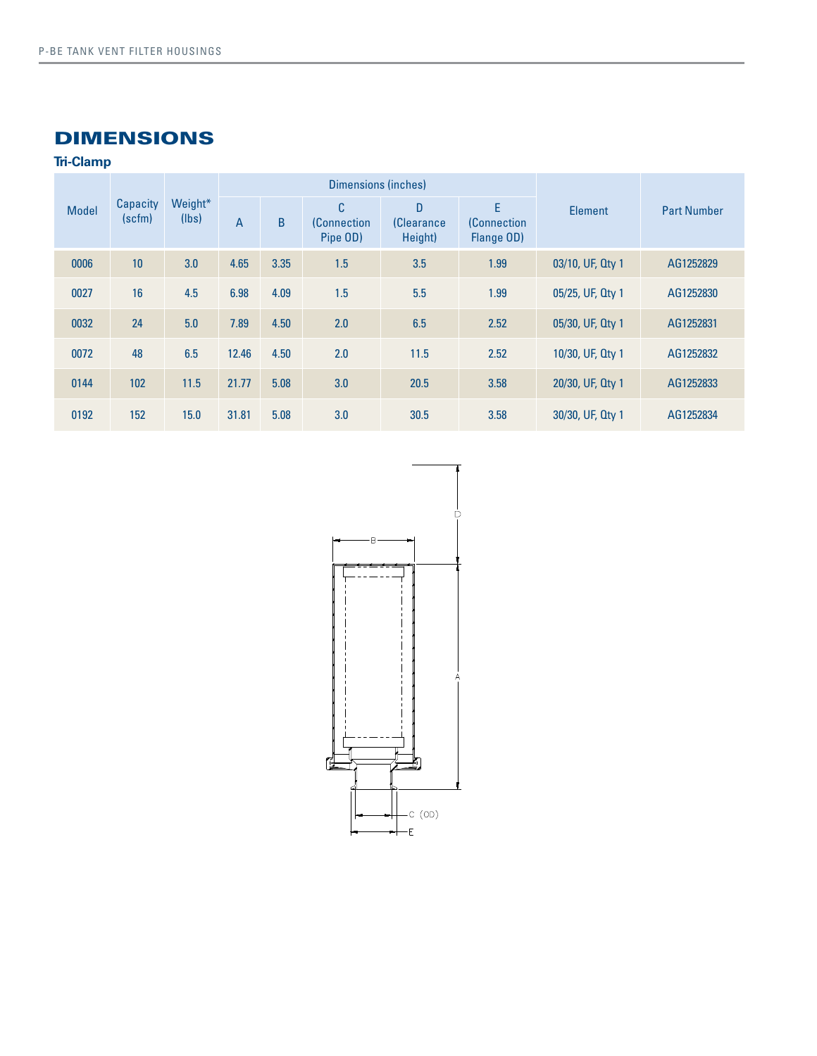## DIMENSIONS

### Tri-Clamp

| Model | Capacity (scfm) | Weight* (lbs) | Dimensions (inches) | | | | | Element | Part Number |
|---|---|---|---|---|---|---|---|---|---|
| | | | A | B | C (Connection Pipe OD) | D (Clearance Height) | E (Connection Flange OD) | | |
| 0006 | 10 | 3.0 | 4.65 | 3.35 | 1.5 | 3.5 | 1.99 | 03/10, UF, Qty 1 | AG1252829 |
| 0027 | 16 | 4.5 | 6.98 | 4.09 | 1.5 | 5.5 | 1.99 | 05/25, UF, Qty 1 | AG1252830 |
| 0032 | 24 | 5.0 | 7.89 | 4.50 | 2.0 | 6.5 | 2.52 | 05/30, UF, Qty 1 | AG1252831 |
| 0072 | 48 | 6.5 | 12.46 | 4.50 | 2.0 | 11.5 | 2.52 | 10/30, UF, Qty 1 | AG1252832 |
| 0144 | 102 | 11.5 | 21.77 | 5.08 | 3.0 | 20.5 | 3.58 | 20/30, UF, Qty 1 | AG1252833 |
| 0192 | 152 | 15.0 | 31.81 | 5.08 | 3.0 | 30.5 | 3.58 | 30/30, UF, Qty 1 | AG1252834 |

D

B

A

C (OD)

E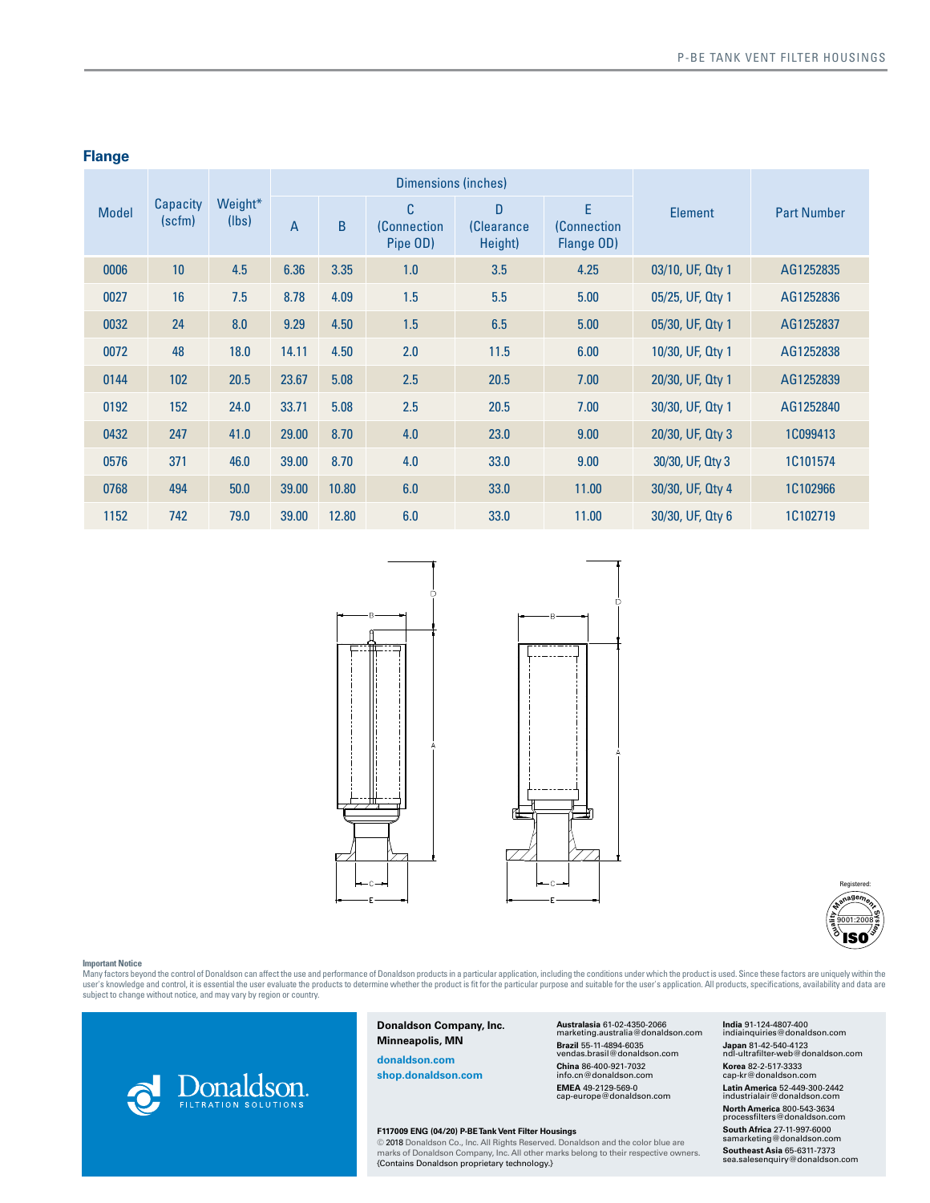## Flange

| Model | Capacity (scfm) | Weight* (lbs) | Dimensions (inches) | | | | | Element | Part Number |
|---|---|---|---|---|---|---|---|---|---|
| | | | A | B | C (Connection Pipe OD) | D (Clearance Height) | E (Connection Flange OD) | | |
| 0006 | 10 | 4.5 | 6.36 | 3.35 | 1.0 | 3.5 | 4.25 | 03/10, UF, Qty 1 | AG1252835 |
| 0027 | 16 | 7.5 | 8.78 | 4.09 | 1.5 | 5.5 | 5.00 | 05/25, UF, Qty 1 | AG1252836 |
| 0032 | 24 | 8.0 | 9.29 | 4.50 | 1.5 | 6.5 | 5.00 | 05/30, UF, Qty 1 | AG1252837 |
| 0072 | 48 | 18.0 | 14.11 | 4.50 | 2.0 | 11.5 | 6.00 | 10/30, UF, Qty 1 | AG1252838 |
| 0144 | 102 | 20.5 | 23.67 | 5.08 | 2.5 | 20.5 | 7.00 | 20/30, UF, Qty 1 | AG1252839 |
| 0192 | 152 | 24.0 | 33.71 | 5.08 | 2.5 | 20.5 | 7.00 | 30/30, UF, Qty 1 | AG1252840 |
| 0432 | 247 | 41.0 | 29.00 | 8.70 | 4.0 | 23.0 | 9.00 | 20/30, UF, Qty 3 | 1C099413 |
| 0576 | 371 | 46.0 | 39.00 | 8.70 | 4.0 | 33.0 | 9.00 | 30/30, UF, Qty 3 | 1C101574 |
| 0768 | 494 | 50.0 | 39.00 | 10.80 | 6.0 | 33.0 | 11.00 | 30/30, UF, Qty 4 | 1C102966 |
| 1152 | 742 | 79.0 | 39.00 | 12.80 | 6.0 | 33.0 | 11.00 | 30/30, UF, Qty 6 | 1C102719 |

D
B
A
C
E

D
B
A
C
E

Registered:
Quality Management System
9001:2008
ISO

**Important Notice**
Many factors beyond the control of Donaldson can affect the use and performance of Donaldson products in a particular application, including the conditions under which the product is used. Since these factors are uniquely within the user's knowledge and control, it is essential the user evaluate the products to determine whether the product is fit for the particular purpose and suitable for the user's application. All products, specifications, availability and data are subject to change without notice, and may vary by region or country.

Donaldson.
FILTRATION SOLUTIONS

**Donaldson Company, Inc.**
**Minneapolis, MN**

**donaldson.com**
**shop.donaldson.com**

**Australasia** 61-02-4350-2066
marketing.australia@donaldson.com
**Brazil** 55-11-4894-6035
vendas.brasil@donaldson.com
**China** 86-400-921-7032
info.cn@donaldson.com
**EMEA** 49-2129-569-0
cap-europe@donaldson.com

**India** 91-124-4807-400
indiainquiries@donaldson.com
**Japan** 81-42-540-4123
ndl-ultrafilter-web@donaldson.com
**Korea** 82-2-517-3333
cap-kr@donaldson.com
**Latin America** 52-449-300-2442
industrialair@donaldson.com
**North America** 800-543-3634
processfilters@donaldson.com
**South Africa** 27-11-997-6000
samarketing@donaldson.com
**Southeast Asia** 65-6311-7373
sea.salesenquiry@donaldson.com

**F117009 ENG (04/20) P-BE Tank Vent Filter Housings**
© 2018 Donaldson Co., Inc. All Rights Reserved. Donaldson and the color blue are marks of Donaldson Company, Inc. All other marks belong to their respective owners. {Contains Donaldson proprietary technology.}